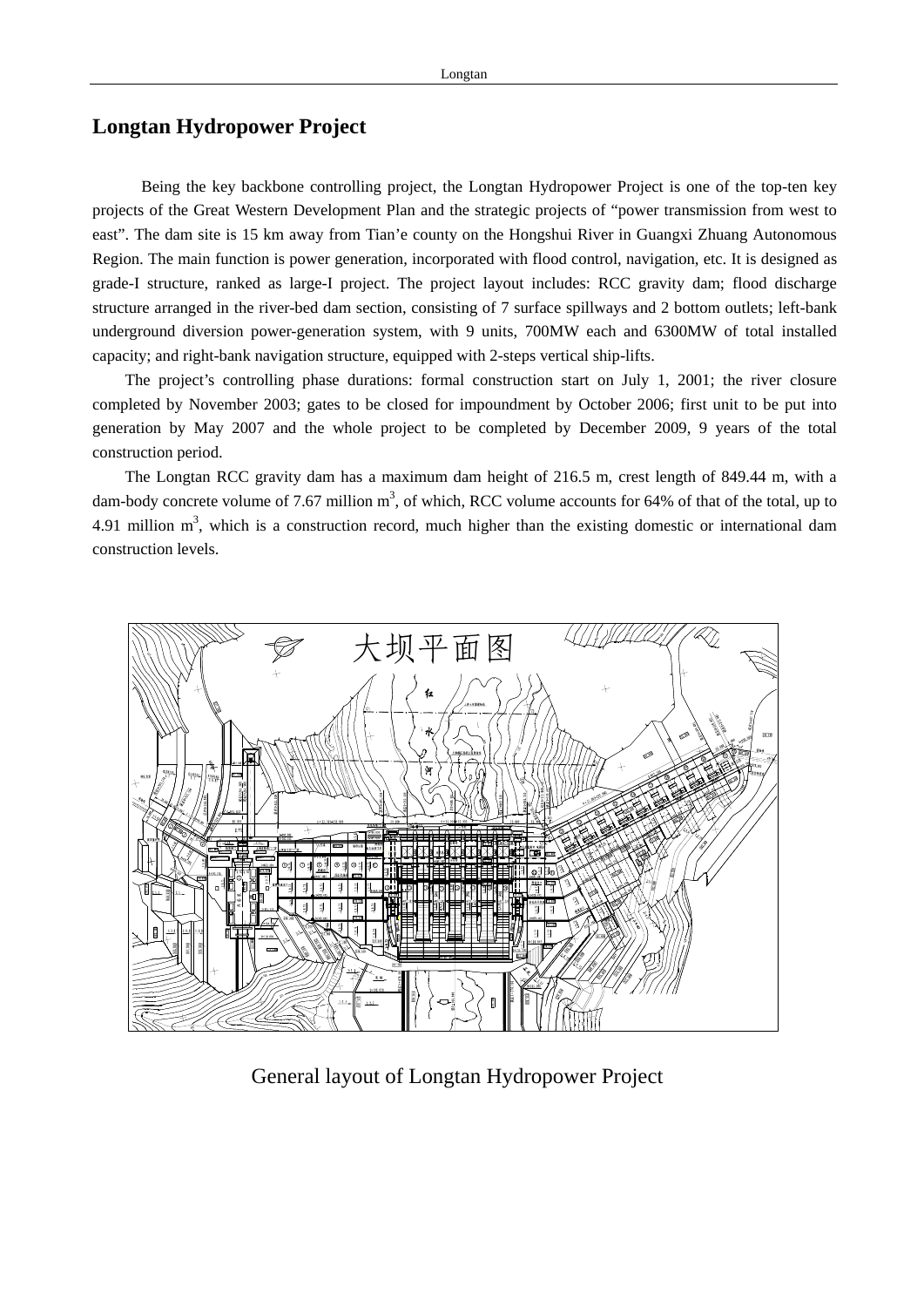# Longtan Hydropower Project

Being the key backbone controlling project, the Longtan Hydropower Project is one of the top-ten key projects of the Great Western Development Plan and the strategic projects of "power transmission from west to east". The dam site is 15 km away from Tian'e county on the Hongshui River in Guangxi Zhuang Autonomous Region. The main function is power generation, incorporated with flood control, navigation, etc. It is designed as grade-I structure, ranked as large-I project. The project layout includes: RCC gravity dam; flood discharge structure arranged in the river-bed dam section, consisting of 7 surface spillways and 2 bottom outlets; left-bank underground diversion power-generation system, with 9 units, 700MW each and 6300MW of total installed capacity; and right-bank navigation structure, equipped with 2-steps vertical ship-lifts.

The project's controlling phase durations: formal construction start on July 1, 2001; the river closure completed by November 2003; gates to be closed for impoundment by October 2006; first unit to be put into generation by May 2007 and the whole project to be completed by December 2009, 9 years of the total construction period.

The Longtan RCC gravity dam has a maximum dam height of 216.5 m, crest length of 849.44 m, with a dam-body concrete volume of 7.67 million $m^3$, of which, RCC volume accounts for 64% of that of the total, up to 4.91 million $m^3$, which is a construction record, much higher than the existing domestic or international dam construction levels.

General layout of Longtan Hydropower Project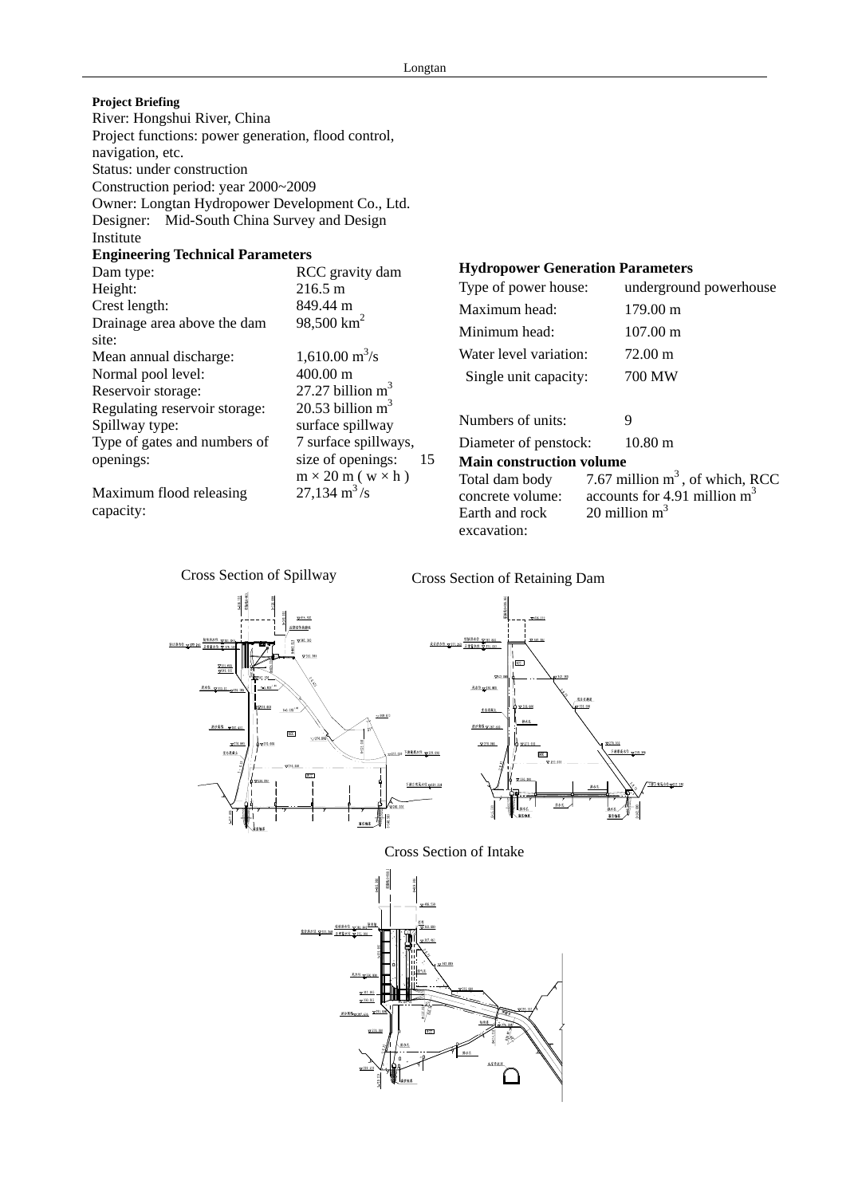**Project Briefing**

River: Hongshui River, China
Project functions: power generation, flood control, navigation, etc.
Status: under construction
Construction period: year 2000~2009
Owner: Longtan Hydropower Development Co., Ltd.
Designer: Mid-South China Survey and Design Institute

**Engineering Technical Parameters**

| | |
|---|---|
| Dam type: | RCC gravity dam |
| Height: | 216.5 m |
| Crest length: | 849.44 m |
| Drainage area above the dam site: | 98,500 km$^2$ |
| Mean annual discharge: | 1,610.00 m$^3$/s |
| Normal pool level: | 400.00 m |
| Reservoir storage: | 27.27 billion m$^3$ |
| Regulating reservoir storage: | 20.53 billion m$^3$ |
| Spillway type: | surface spillway |
| Type of gates and numbers of openings: | 7 surface spillways, size of openings: 15 m × 20 m ( w × h ) |
| Maximum flood releasing capacity: | 27,134 m$^3$/s |

**Hydropower Generation Parameters**

| | |
|---|---|
| Type of power house: | underground powerhouse |
| Maximum head: | 179.00 m |
| Minimum head: | 107.00 m |
| Water level variation: | 72.00 m |
| Single unit capacity: | 700 MW |
| Numbers of units: | 9 |
| Diameter of penstock: | 10.80 m |

**Main construction volume**

| | |
|---|---|
| Total dam body concrete volume: | 7.67 million m$^3$ , of which, RCC accounts for 4.91 million m$^3$ |
| Earth and rock excavation: | 20 million m$^3$ |

Cross Section of Spillway

Cross Section of Retaining Dam

Cross Section of Intake